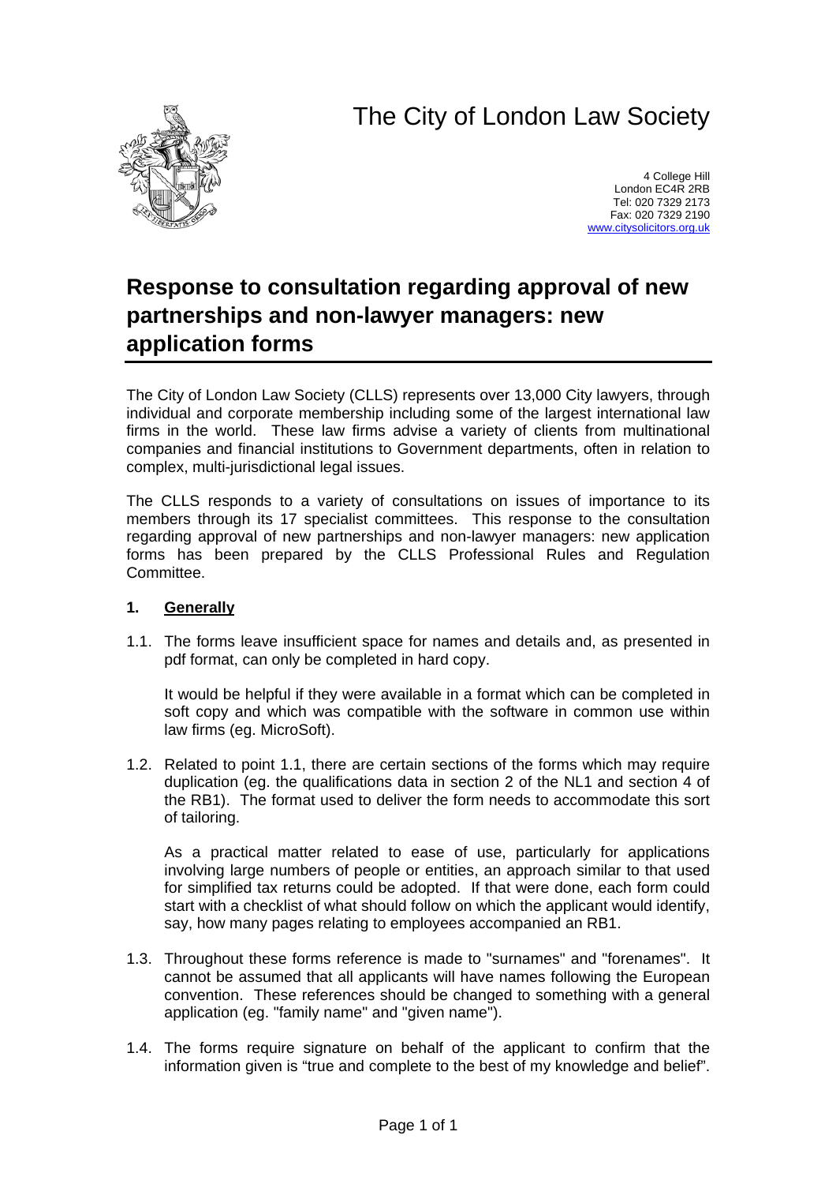# The City of London Law Society

4 College Hill
London EC4R 2RB
Tel: 020 7329 2173
Fax: 020 7329 2190
www.citysolicitors.org.uk

## Response to consultation regarding approval of new partnerships and non-lawyer managers: new application forms

The City of London Law Society (CLLS) represents over 13,000 City lawyers, through individual and corporate membership including some of the largest international law firms in the world. These law firms advise a variety of clients from multinational companies and financial institutions to Government departments, often in relation to complex, multi-jurisdictional legal issues.

The CLLS responds to a variety of consultations on issues of importance to its members through its 17 specialist committees. This response to the consultation regarding approval of new partnerships and non-lawyer managers: new application forms has been prepared by the CLLS Professional Rules and Regulation Committee.

### 1. Generally

1.1. The forms leave insufficient space for names and details and, as presented in pdf format, can only be completed in hard copy.

It would be helpful if they were available in a format which can be completed in soft copy and which was compatible with the software in common use within law firms (eg. MicroSoft).

1.2. Related to point 1.1, there are certain sections of the forms which may require duplication (eg. the qualifications data in section 2 of the NL1 and section 4 of the RB1). The format used to deliver the form needs to accommodate this sort of tailoring.

As a practical matter related to ease of use, particularly for applications involving large numbers of people or entities, an approach similar to that used for simplified tax returns could be adopted. If that were done, each form could start with a checklist of what should follow on which the applicant would identify, say, how many pages relating to employees accompanied an RB1.

1.3. Throughout these forms reference is made to "surnames" and "forenames". It cannot be assumed that all applicants will have names following the European convention. These references should be changed to something with a general application (eg. "family name" and "given name").

1.4. The forms require signature on behalf of the applicant to confirm that the information given is "true and complete to the best of my knowledge and belief".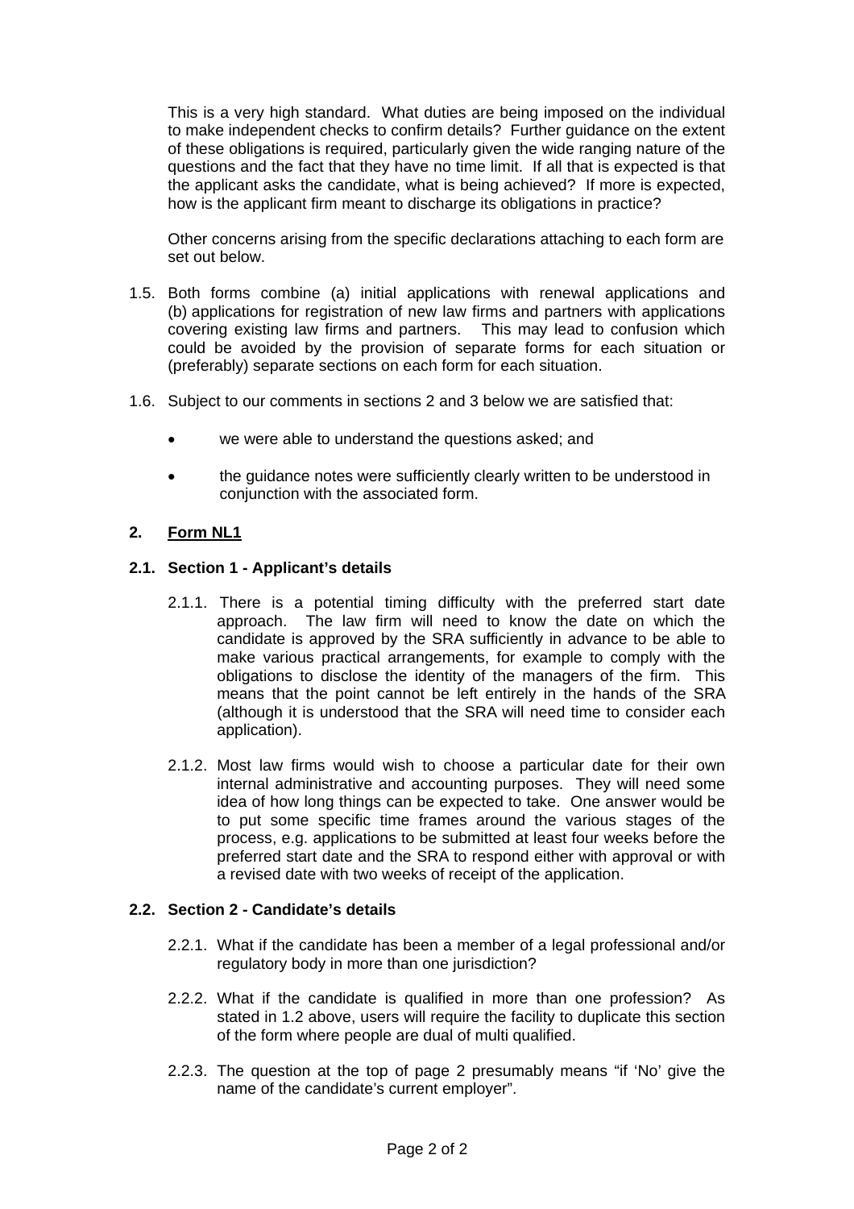This is a very high standard. What duties are being imposed on the individual to make independent checks to confirm details? Further guidance on the extent of these obligations is required, particularly given the wide ranging nature of the questions and the fact that they have no time limit. If all that is expected is that the applicant asks the candidate, what is being achieved? If more is expected, how is the applicant firm meant to discharge its obligations in practice?

Other concerns arising from the specific declarations attaching to each form are set out below.

1.5. Both forms combine (a) initial applications with renewal applications and (b) applications for registration of new law firms and partners with applications covering existing law firms and partners. This may lead to confusion which could be avoided by the provision of separate forms for each situation or (preferably) separate sections on each form for each situation.

1.6. Subject to our comments in sections 2 and 3 below we are satisfied that:

- we were able to understand the questions asked; and
- the guidance notes were sufficiently clearly written to be understood in conjunction with the associated form.

## 2. Form NL1

### 2.1. Section 1 - Applicant's details

2.1.1. There is a potential timing difficulty with the preferred start date approach. The law firm will need to know the date on which the candidate is approved by the SRA sufficiently in advance to be able to make various practical arrangements, for example to comply with the obligations to disclose the identity of the managers of the firm. This means that the point cannot be left entirely in the hands of the SRA (although it is understood that the SRA will need time to consider each application).

2.1.2. Most law firms would wish to choose a particular date for their own internal administrative and accounting purposes. They will need some idea of how long things can be expected to take. One answer would be to put some specific time frames around the various stages of the process, e.g. applications to be submitted at least four weeks before the preferred start date and the SRA to respond either with approval or with a revised date with two weeks of receipt of the application.

### 2.2. Section 2 - Candidate's details

2.2.1. What if the candidate has been a member of a legal professional and/or regulatory body in more than one jurisdiction?

2.2.2. What if the candidate is qualified in more than one profession? As stated in 1.2 above, users will require the facility to duplicate this section of the form where people are dual of multi qualified.

2.2.3. The question at the top of page 2 presumably means "if 'No' give the name of the candidate's current employer".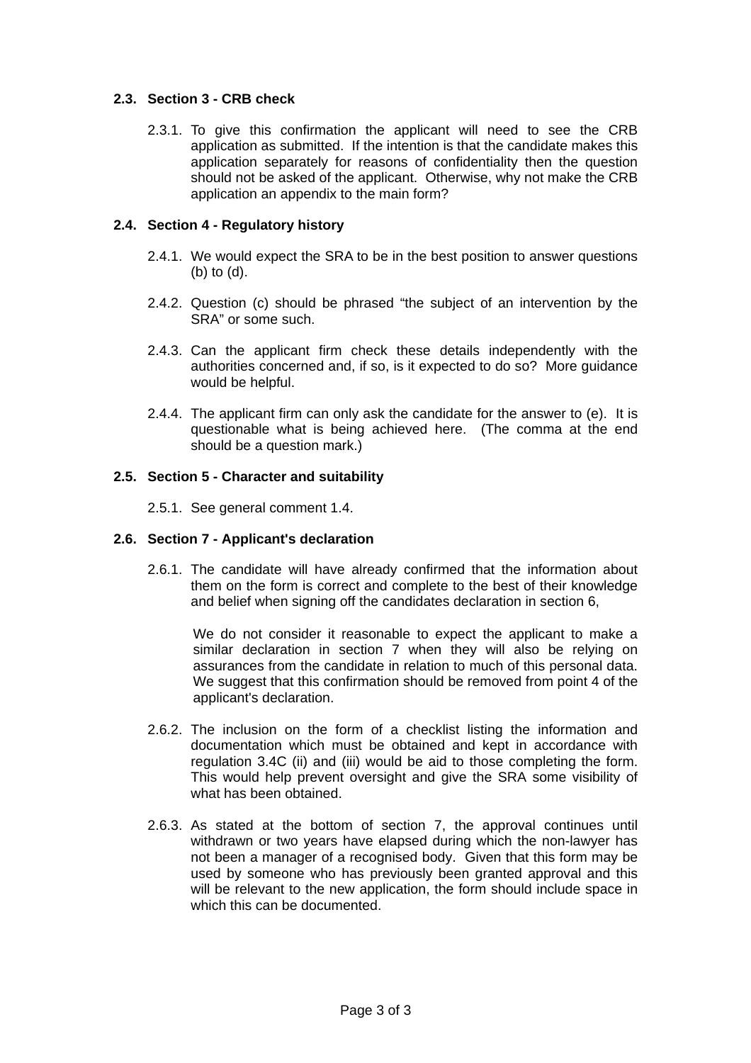### 2.3. Section 3 - CRB check

2.3.1. To give this confirmation the applicant will need to see the CRB application as submitted. If the intention is that the candidate makes this application separately for reasons of confidentiality then the question should not be asked of the applicant. Otherwise, why not make the CRB application an appendix to the main form?

### 2.4. Section 4 - Regulatory history

2.4.1. We would expect the SRA to be in the best position to answer questions (b) to (d).

2.4.2. Question (c) should be phrased "the subject of an intervention by the SRA" or some such.

2.4.3. Can the applicant firm check these details independently with the authorities concerned and, if so, is it expected to do so? More guidance would be helpful.

2.4.4. The applicant firm can only ask the candidate for the answer to (e). It is questionable what is being achieved here. (The comma at the end should be a question mark.)

### 2.5. Section 5 - Character and suitability

2.5.1. See general comment 1.4.

### 2.6. Section 7 - Applicant's declaration

2.6.1. The candidate will have already confirmed that the information about them on the form is correct and complete to the best of their knowledge and belief when signing off the candidates declaration in section 6,

We do not consider it reasonable to expect the applicant to make a similar declaration in section 7 when they will also be relying on assurances from the candidate in relation to much of this personal data. We suggest that this confirmation should be removed from point 4 of the applicant's declaration.

2.6.2. The inclusion on the form of a checklist listing the information and documentation which must be obtained and kept in accordance with regulation 3.4C (ii) and (iii) would be aid to those completing the form. This would help prevent oversight and give the SRA some visibility of what has been obtained.

2.6.3. As stated at the bottom of section 7, the approval continues until withdrawn or two years have elapsed during which the non-lawyer has not been a manager of a recognised body. Given that this form may be used by someone who has previously been granted approval and this will be relevant to the new application, the form should include space in which this can be documented.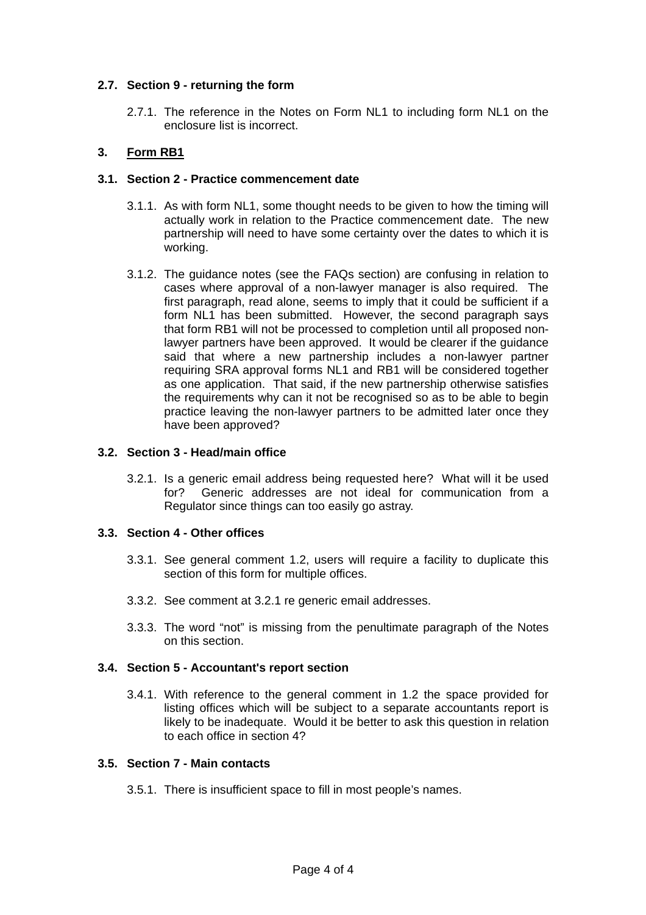### 2.7. Section 9 - returning the form

2.7.1. The reference in the Notes on Form NL1 to including form NL1 on the enclosure list is incorrect.

## 3. Form RB1

### 3.1. Section 2 - Practice commencement date

3.1.1. As with form NL1, some thought needs to be given to how the timing will actually work in relation to the Practice commencement date. The new partnership will need to have some certainty over the dates to which it is working.

3.1.2. The guidance notes (see the FAQs section) are confusing in relation to cases where approval of a non-lawyer manager is also required. The first paragraph, read alone, seems to imply that it could be sufficient if a form NL1 has been submitted. However, the second paragraph says that form RB1 will not be processed to completion until all proposed non-lawyer partners have been approved. It would be clearer if the guidance said that where a new partnership includes a non-lawyer partner requiring SRA approval forms NL1 and RB1 will be considered together as one application. That said, if the new partnership otherwise satisfies the requirements why can it not be recognised so as to be able to begin practice leaving the non-lawyer partners to be admitted later once they have been approved?

### 3.2. Section 3 - Head/main office

3.2.1. Is a generic email address being requested here? What will it be used for? Generic addresses are not ideal for communication from a Regulator since things can too easily go astray.

### 3.3. Section 4 - Other offices

3.3.1. See general comment 1.2, users will require a facility to duplicate this section of this form for multiple offices.

3.3.2. See comment at 3.2.1 re generic email addresses.

3.3.3. The word "not" is missing from the penultimate paragraph of the Notes on this section.

### 3.4. Section 5 - Accountant's report section

3.4.1. With reference to the general comment in 1.2 the space provided for listing offices which will be subject to a separate accountants report is likely to be inadequate. Would it be better to ask this question in relation to each office in section 4?

### 3.5. Section 7 - Main contacts

3.5.1. There is insufficient space to fill in most people's names.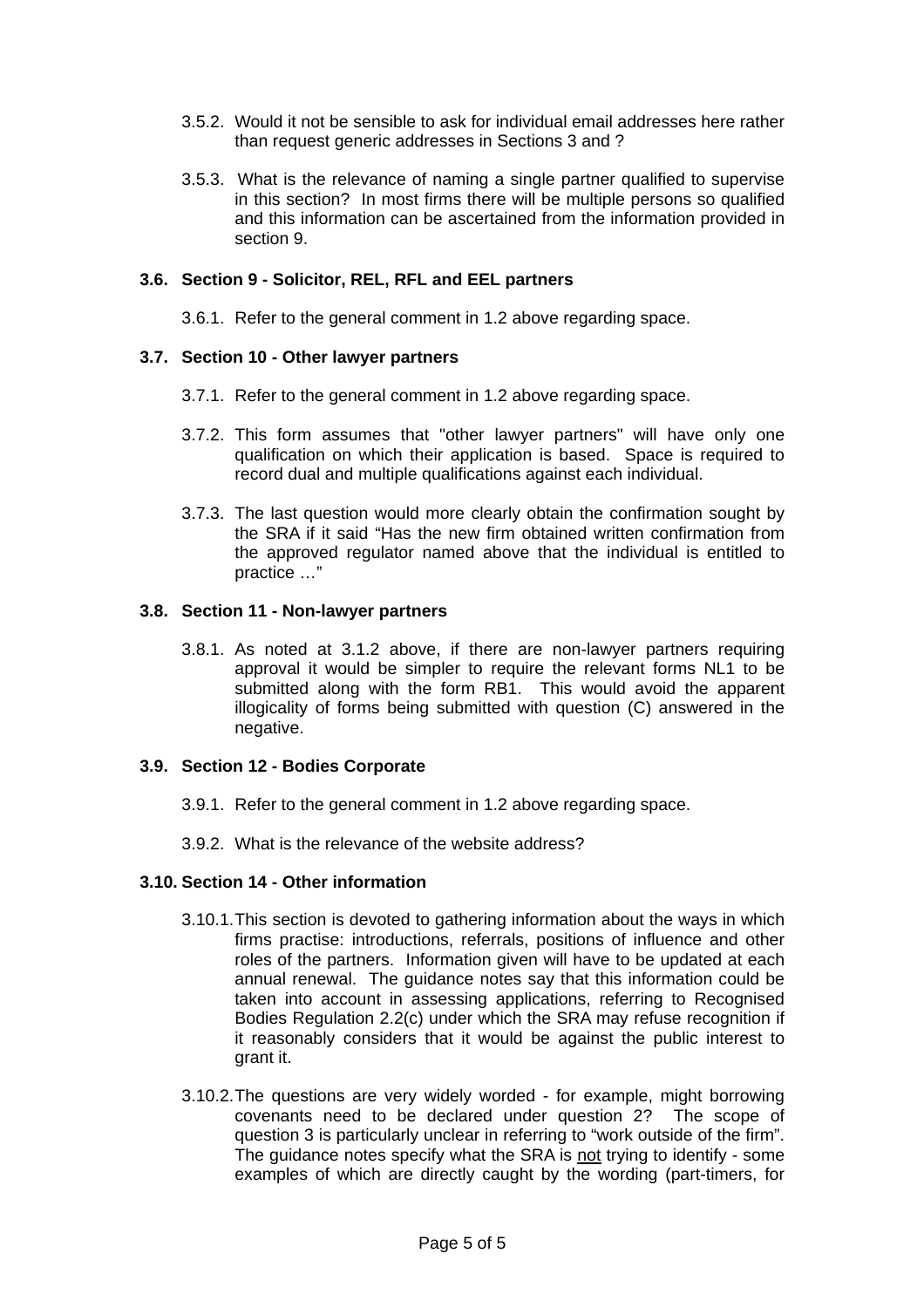3.5.2. Would it not be sensible to ask for individual email addresses here rather than request generic addresses in Sections 3 and ?

3.5.3. What is the relevance of naming a single partner qualified to supervise in this section? In most firms there will be multiple persons so qualified and this information can be ascertained from the information provided in section 9.

### 3.6. Section 9 - Solicitor, REL, RFL and EEL partners

3.6.1. Refer to the general comment in 1.2 above regarding space.

### 3.7. Section 10 - Other lawyer partners

3.7.1. Refer to the general comment in 1.2 above regarding space.

3.7.2. This form assumes that "other lawyer partners" will have only one qualification on which their application is based. Space is required to record dual and multiple qualifications against each individual.

3.7.3. The last question would more clearly obtain the confirmation sought by the SRA if it said "Has the new firm obtained written confirmation from the approved regulator named above that the individual is entitled to practice …"

### 3.8. Section 11 - Non-lawyer partners

3.8.1. As noted at 3.1.2 above, if there are non-lawyer partners requiring approval it would be simpler to require the relevant forms NL1 to be submitted along with the form RB1. This would avoid the apparent illogicality of forms being submitted with question (C) answered in the negative.

### 3.9. Section 12 - Bodies Corporate

3.9.1. Refer to the general comment in 1.2 above regarding space.

3.9.2. What is the relevance of the website address?

### 3.10. Section 14 - Other information

3.10.1. This section is devoted to gathering information about the ways in which firms practise: introductions, referrals, positions of influence and other roles of the partners. Information given will have to be updated at each annual renewal. The guidance notes say that this information could be taken into account in assessing applications, referring to Recognised Bodies Regulation 2.2(c) under which the SRA may refuse recognition if it reasonably considers that it would be against the public interest to grant it.

3.10.2. The questions are very widely worded - for example, might borrowing covenants need to be declared under question 2? The scope of question 3 is particularly unclear in referring to "work outside of the firm". The guidance notes specify what the SRA is <u>not</u> trying to identify - some examples of which are directly caught by the wording (part-timers, for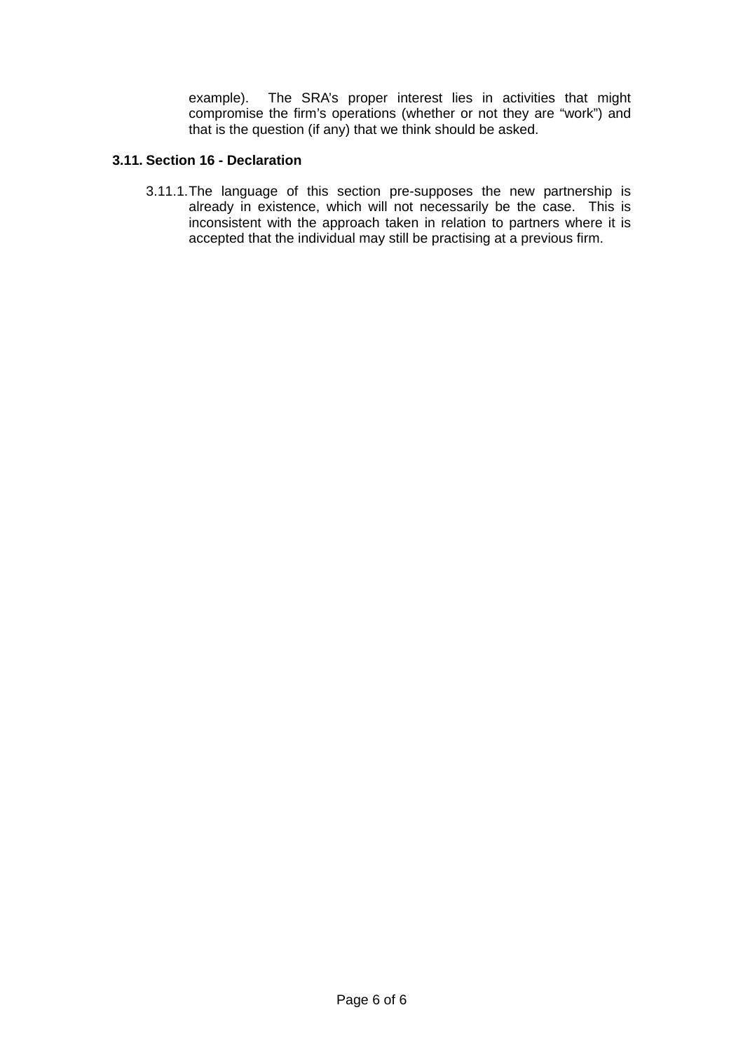example). The SRA's proper interest lies in activities that might compromise the firm's operations (whether or not they are "work") and that is the question (if any) that we think should be asked.

**3.11. Section 16 - Declaration**

3.11.1. The language of this section pre-supposes the new partnership is already in existence, which will not necessarily be the case. This is inconsistent with the approach taken in relation to partners where it is accepted that the individual may still be practising at a previous firm.